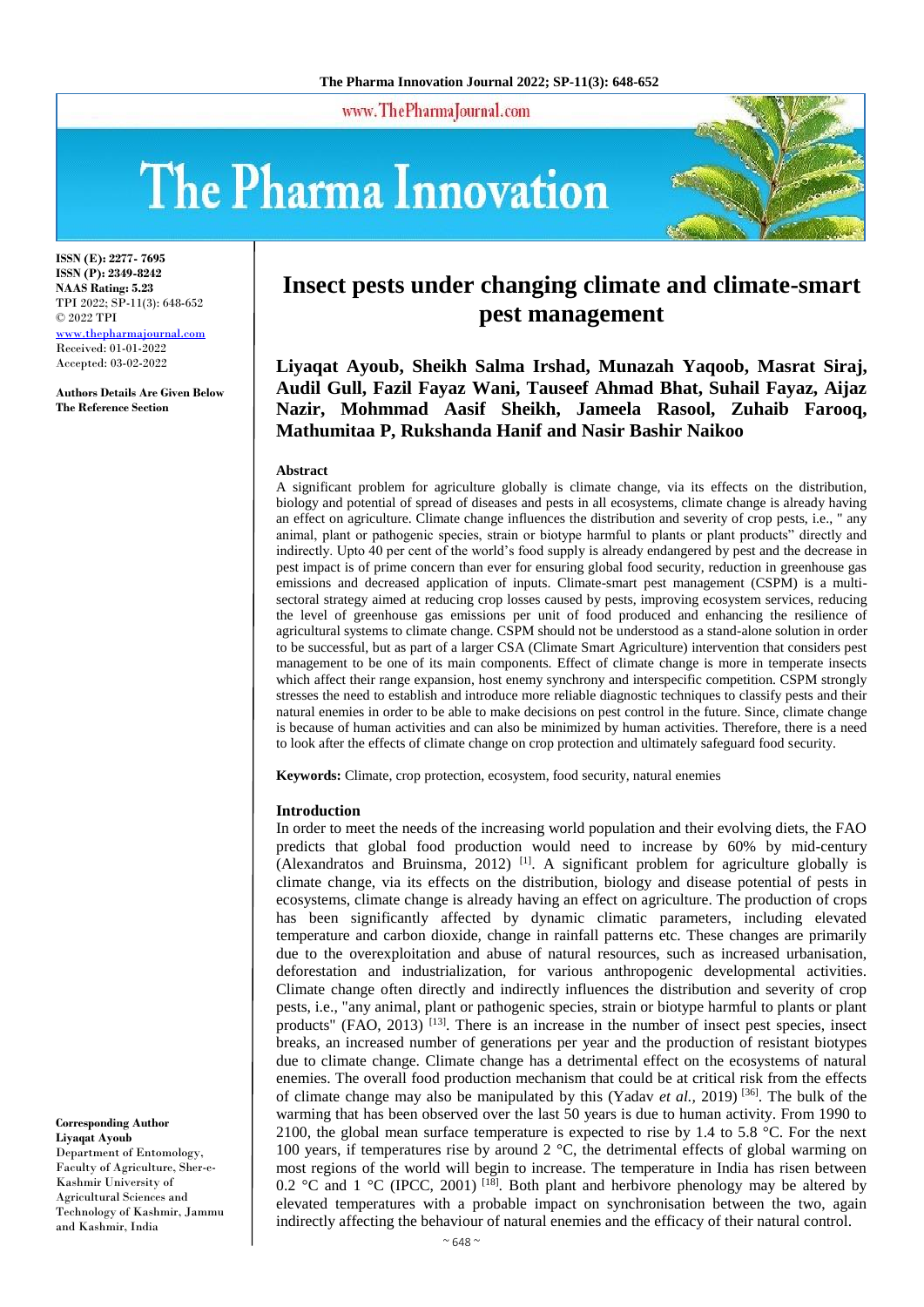# Insect pests under changing climate and climate-smart pest management

**Liyaqat Ayoub, Sheikh Salma Irshad, Munazah Yaqoob, Masrat Siraj, Audil Gull, Fazil Fayaz Wani, Tauseef Ahmad Bhat, Suhail Fayaz, Aijaz Nazir, Mohmmad Aasif Sheikh, Jameela Rasool, Zuhaib Farooq, Mathumitaa P, Rukshanda Hanif and Nasir Bashir Naikoo**

**ISSN (E): 2277- 7695**
**ISSN (P): 2349-8242**
**NAAS Rating: 5.23**
TPI 2022; SP-11(3): 648-652
© 2022 TPI
www.thepharmajournal.com
Received: 01-01-2022
Accepted: 03-02-2022

**Authors Details Are Given Below The Reference Section**

**Corresponding Author**
**Liyaqat Ayoub**
Department of Entomology, Faculty of Agriculture, Sher-e-Kashmir University of Agricultural Sciences and Technology of Kashmir, Jammu and Kashmir, India

## Abstract

A significant problem for agriculture globally is climate change, via its effects on the distribution, biology and potential of spread of diseases and pests in all ecosystems, climate change is already having an effect on agriculture. Climate change influences the distribution and severity of crop pests, i.e., " any animal, plant or pathogenic species, strain or biotype harmful to plants or plant products" directly and indirectly. Upto 40 per cent of the world's food supply is already endangered by pest and the decrease in pest impact is of prime concern than ever for ensuring global food security, reduction in greenhouse gas emissions and decreased application of inputs. Climate-smart pest management (CSPM) is a multi-sectoral strategy aimed at reducing crop losses caused by pests, improving ecosystem services, reducing the level of greenhouse gas emissions per unit of food produced and enhancing the resilience of agricultural systems to climate change. CSPM should not be understood as a stand-alone solution in order to be successful, but as part of a larger CSA (Climate Smart Agriculture) intervention that considers pest management to be one of its main components. Effect of climate change is more in temperate insects which affect their range expansion, host enemy synchrony and interspecific competition. CSPM strongly stresses the need to establish and introduce more reliable diagnostic techniques to classify pests and their natural enemies in order to be able to make decisions on pest control in the future. Since, climate change is because of human activities and can also be minimized by human activities. Therefore, there is a need to look after the effects of climate change on crop protection and ultimately safeguard food security.

**Keywords:** Climate, crop protection, ecosystem, food security, natural enemies

## Introduction

In order to meet the needs of the increasing world population and their evolving diets, the FAO predicts that global food production would need to increase by 60% by mid-century (Alexandratos and Bruinsma, 2012) [1]. A significant problem for agriculture globally is climate change, via its effects on the distribution, biology and disease potential of pests in ecosystems, climate change is already having an effect on agriculture. The production of crops has been significantly affected by dynamic climatic parameters, including elevated temperature and carbon dioxide, change in rainfall patterns etc. These changes are primarily due to the overexploitation and abuse of natural resources, such as increased urbanisation, deforestation and industrialization, for various anthropogenic developmental activities. Climate change often directly and indirectly influences the distribution and severity of crop pests, i.e., "any animal, plant or pathogenic species, strain or biotype harmful to plants or plant products" (FAO, 2013) [13]. There is an increase in the number of insect pest species, insect breaks, an increased number of generations per year and the production of resistant biotypes due to climate change. Climate change has a detrimental effect on the ecosystems of natural enemies. The overall food production mechanism that could be at critical risk from the effects of climate change may also be manipulated by this (Yadav *et al.,* 2019) [36]. The bulk of the warming that has been observed over the last 50 years is due to human activity. From 1990 to 2100, the global mean surface temperature is expected to rise by 1.4 to 5.8 °C. For the next 100 years, if temperatures rise by around 2 °C, the detrimental effects of global warming on most regions of the world will begin to increase. The temperature in India has risen between 0.2 °C and 1 °C (IPCC, 2001) [18]. Both plant and herbivore phenology may be altered by elevated temperatures with a probable impact on synchronisation between the two, again indirectly affecting the behaviour of natural enemies and the efficacy of their natural control.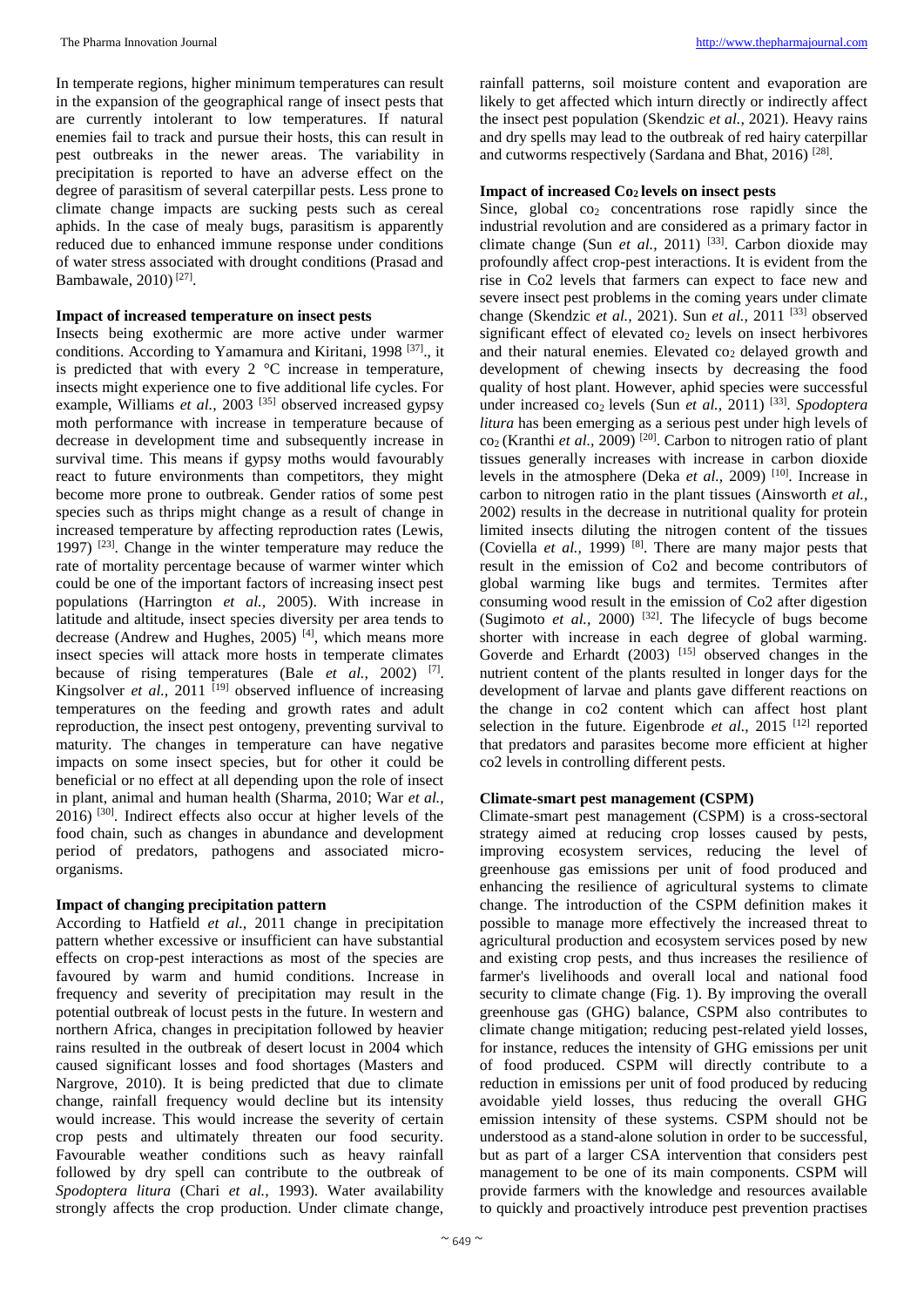In temperate regions, higher minimum temperatures can result in the expansion of the geographical range of insect pests that are currently intolerant to low temperatures. If natural enemies fail to track and pursue their hosts, this can result in pest outbreaks in the newer areas. The variability in precipitation is reported to have an adverse effect on the degree of parasitism of several caterpillar pests. Less prone to climate change impacts are sucking pests such as cereal aphids. In the case of mealy bugs, parasitism is apparently reduced due to enhanced immune response under conditions of water stress associated with drought conditions (Prasad and Bambawale, 2010) [27].

#### Impact of increased temperature on insect pests

Insects being exothermic are more active under warmer conditions. According to Yamamura and Kiritani, 1998 [37]., it is predicted that with every 2 °C increase in temperature, insects might experience one to five additional life cycles. For example, Williams *et al.,* 2003 [35] observed increased gypsy moth performance with increase in temperature because of decrease in development time and subsequently increase in survival time. This means if gypsy moths would favourably react to future environments than competitors, they might become more prone to outbreak. Gender ratios of some pest species such as thrips might change as a result of change in increased temperature by affecting reproduction rates (Lewis, 1997) [23]. Change in the winter temperature may reduce the rate of mortality percentage because of warmer winter which could be one of the important factors of increasing insect pest populations (Harrington *et al.,* 2005). With increase in latitude and altitude, insect species diversity per area tends to decrease (Andrew and Hughes, 2005) [4], which means more insect species will attack more hosts in temperate climates because of rising temperatures (Bale *et al.,* 2002) [7]. Kingsolver *et al.,* 2011 [19] observed influence of increasing temperatures on the feeding and growth rates and adult reproduction, the insect pest ontogeny, preventing survival to maturity. The changes in temperature can have negative impacts on some insect species, but for other it could be beneficial or no effect at all depending upon the role of insect in plant, animal and human health (Sharma, 2010; War *et al.,* 2016) [30]. Indirect effects also occur at higher levels of the food chain, such as changes in abundance and development period of predators, pathogens and associated micro-organisms.

#### Impact of changing precipitation pattern

According to Hatfield *et al.,* 2011 change in precipitation pattern whether excessive or insufficient can have substantial effects on crop-pest interactions as most of the species are favoured by warm and humid conditions. Increase in frequency and severity of precipitation may result in the potential outbreak of locust pests in the future. In western and northern Africa, changes in precipitation followed by heavier rains resulted in the outbreak of desert locust in 2004 which caused significant losses and food shortages (Masters and Nargrove, 2010). It is being predicted that due to climate change, rainfall frequency would decline but its intensity would increase. This would increase the severity of certain crop pests and ultimately threaten our food security. Favourable weather conditions such as heavy rainfall followed by dry spell can contribute to the outbreak of *Spodoptera litura* (Chari *et al.,* 1993). Water availability strongly affects the crop production. Under climate change, rainfall patterns, soil moisture content and evaporation are likely to get affected which inturn directly or indirectly affect the insect pest population (Skendzic *et al.,* 2021). Heavy rains and dry spells may lead to the outbreak of red hairy caterpillar and cutworms respectively (Sardana and Bhat, 2016) [28].

#### Impact of increased $Co_2$ levels on insect pests

Since, global $co_2$ concentrations rose rapidly since the industrial revolution and are considered as a primary factor in climate change (Sun *et al.,* 2011) [33]. Carbon dioxide may profoundly affect crop-pest interactions. It is evident from the rise in Co2 levels that farmers can expect to face new and severe insect pest problems in the coming years under climate change (Skendzic *et al.,* 2021). Sun *et al.,* 2011 [33] observed significant effect of elevated $co_2$ levels on insect herbivores and their natural enemies. Elevated $co_2$ delayed growth and development of chewing insects by decreasing the food quality of host plant. However, aphid species were successful under increased $co_2$ levels (Sun *et al.,* 2011) [33]. *Spodoptera litura* has been emerging as a serious pest under high levels of $co_2$ (Kranthi *et al.,* 2009) [20]. Carbon to nitrogen ratio of plant tissues generally increases with increase in carbon dioxide levels in the atmosphere (Deka *et al.,* 2009) [10]. Increase in carbon to nitrogen ratio in the plant tissues (Ainsworth *et al.,* 2002) results in the decrease in nutritional quality for protein limited insects diluting the nitrogen content of the tissues (Coviella *et al.,* 1999) [8]. There are many major pests that result in the emission of Co2 and become contributors of global warming like bugs and termites. Termites after consuming wood result in the emission of Co2 after digestion (Sugimoto *et al.,* 2000) [32]. The lifecycle of bugs become shorter with increase in each degree of global warming. Goverde and Erhardt (2003) [15] observed changes in the nutrient content of the plants resulted in longer days for the development of larvae and plants gave different reactions on the change in co2 content which can affect host plant selection in the future. Eigenbrode *et al.,* 2015 [12] reported that predators and parasites become more efficient at higher co2 levels in controlling different pests.

#### Climate-smart pest management (CSPM)

Climate-smart pest management (CSPM) is a cross-sectoral strategy aimed at reducing crop losses caused by pests, improving ecosystem services, reducing the level of greenhouse gas emissions per unit of food produced and enhancing the resilience of agricultural systems to climate change. The introduction of the CSPM definition makes it possible to manage more effectively the increased threat to agricultural production and ecosystem services posed by new and existing crop pests, and thus increases the resilience of farmer's livelihoods and overall local and national food security to climate change (Fig. 1). By improving the overall greenhouse gas (GHG) balance, CSPM also contributes to climate change mitigation; reducing pest-related yield losses, for instance, reduces the intensity of GHG emissions per unit of food produced. CSPM will directly contribute to a reduction in emissions per unit of food produced by reducing avoidable yield losses, thus reducing the overall GHG emission intensity of these systems. CSPM should not be understood as a stand-alone solution in order to be successful, but as part of a larger CSA intervention that considers pest management to be one of its main components. CSPM will provide farmers with the knowledge and resources available to quickly and proactively introduce pest prevention practises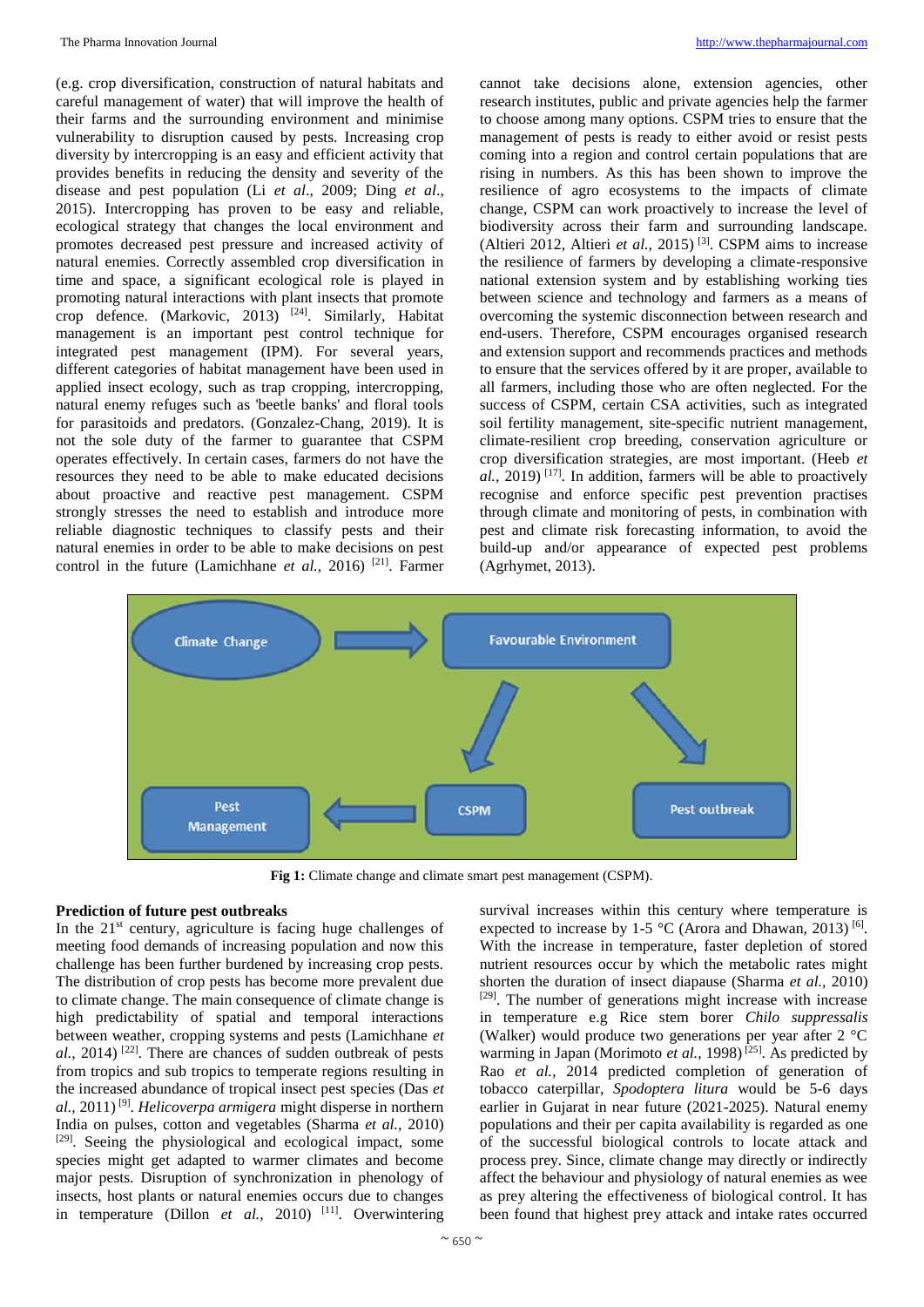(e.g. crop diversification, construction of natural habitats and careful management of water) that will improve the health of their farms and the surrounding environment and minimise vulnerability to disruption caused by pests. Increasing crop diversity by intercropping is an easy and efficient activity that provides benefits in reducing the density and severity of the disease and pest population (Li *et al*., 2009; Ding *et al*., 2015). Intercropping has proven to be easy and reliable, ecological strategy that changes the local environment and promotes decreased pest pressure and increased activity of natural enemies. Correctly assembled crop diversification in time and space, a significant ecological role is played in promoting natural interactions with plant insects that promote crop defence. (Markovic, 2013) [24]. Similarly, Habitat management is an important pest control technique for integrated pest management (IPM). For several years, different categories of habitat management have been used in applied insect ecology, such as trap cropping, intercropping, natural enemy refuges such as 'beetle banks' and floral tools for parasitoids and predators. (Gonzalez-Chang, 2019). It is not the sole duty of the farmer to guarantee that CSPM operates effectively. In certain cases, farmers do not have the resources they need to be able to make educated decisions about proactive and reactive pest management. CSPM strongly stresses the need to establish and introduce more reliable diagnostic techniques to classify pests and their natural enemies in order to be able to make decisions on pest control in the future (Lamichhane *et al.,* 2016) [21]. Farmer cannot take decisions alone, extension agencies, other research institutes, public and private agencies help the farmer to choose among many options. CSPM tries to ensure that the management of pests is ready to either avoid or resist pests coming into a region and control certain populations that are rising in numbers. As this has been shown to improve the resilience of agro ecosystems to the impacts of climate change, CSPM can work proactively to increase the level of biodiversity across their farm and surrounding landscape. (Altieri 2012, Altieri *et al.,* 2015) [3]. CSPM aims to increase the resilience of farmers by developing a climate-responsive national extension system and by establishing working ties between science and technology and farmers as a means of overcoming the systemic disconnection between research and end-users. Therefore, CSPM encourages organised research and extension support and recommends practices and methods to ensure that the services offered by it are proper, available to all farmers, including those who are often neglected. For the success of CSPM, certain CSA activities, such as integrated soil fertility management, site-specific nutrient management, climate-resilient crop breeding, conservation agriculture or crop diversification strategies, are most important. (Heeb *et al.,* 2019) [17]. In addition, farmers will be able to proactively recognise and enforce specific pest prevention practises through climate and monitoring of pests, in combination with pest and climate risk forecasting information, to avoid the build-up and/or appearance of expected pest problems (Agrhymet, 2013).

**Fig 1:** Climate change and climate smart pest management (CSPM).

### Prediction of future pest outbreaks

In the 21st century, agriculture is facing huge challenges of meeting food demands of increasing population and now this challenge has been further burdened by increasing crop pests. The distribution of crop pests has become more prevalent due to climate change. The main consequence of climate change is high predictability of spatial and temporal interactions between weather, cropping systems and pests (Lamichhane *et al.,* 2014) [22]. There are chances of sudden outbreak of pests from tropics and sub tropics to temperate regions resulting in the increased abundance of tropical insect pest species (Das *et al.,* 2011) [9]. *Helicoverpa armigera* might disperse in northern India on pulses, cotton and vegetables (Sharma *et al.,* 2010) [29]. Seeing the physiological and ecological impact, some species might get adapted to warmer climates and become major pests. Disruption of synchronization in phenology of insects, host plants or natural enemies occurs due to changes in temperature (Dillon *et al.,* 2010) [11]. Overwintering survival increases within this century where temperature is expected to increase by 1-5 °C (Arora and Dhawan, 2013) [6]. With the increase in temperature, faster depletion of stored nutrient resources occur by which the metabolic rates might shorten the duration of insect diapause (Sharma *et al.,* 2010) [29]. The number of generations might increase with increase in temperature e.g Rice stem borer *Chilo suppressalis* (Walker) would produce two generations per year after 2 °C warming in Japan (Morimoto *et al.,* 1998) [25]. As predicted by Rao *et al.,* 2014 predicted completion of generation of tobacco caterpillar, *Spodoptera litura* would be 5-6 days earlier in Gujarat in near future (2021-2025). Natural enemy populations and their per capita availability is regarded as one of the successful biological controls to locate attack and process prey. Since, climate change may directly or indirectly affect the behaviour and physiology of natural enemies as wee as prey altering the effectiveness of biological control. It has been found that highest prey attack and intake rates occurred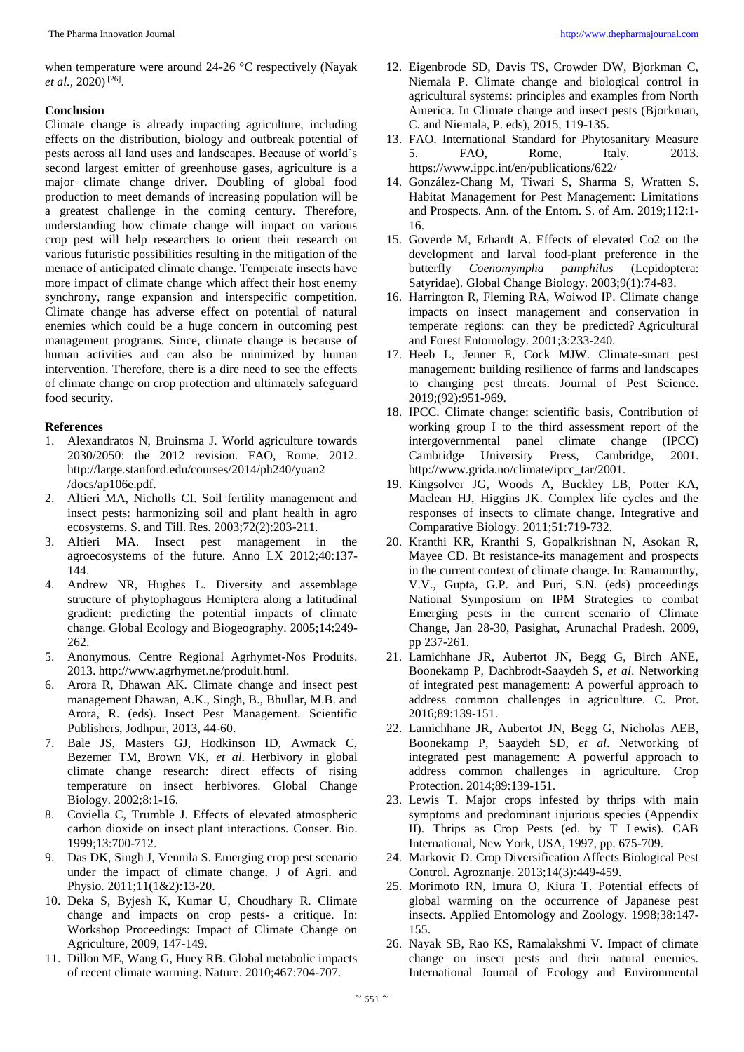when temperature were around 24-26 °C respectively (Nayak *et al.,* 2020) [26].

## Conclusion

Climate change is already impacting agriculture, including effects on the distribution, biology and outbreak potential of pests across all land uses and landscapes. Because of world's second largest emitter of greenhouse gases, agriculture is a major climate change driver. Doubling of global food production to meet demands of increasing population will be a greatest challenge in the coming century. Therefore, understanding how climate change will impact on various crop pest will help researchers to orient their research on various futuristic possibilities resulting in the mitigation of the menace of anticipated climate change. Temperate insects have more impact of climate change which affect their host enemy synchrony, range expansion and interspecific competition. Climate change has adverse effect on potential of natural enemies which could be a huge concern in outcoming pest management programs. Since, climate change is because of human activities and can also be minimized by human intervention. Therefore, there is a dire need to see the effects of climate change on crop protection and ultimately safeguard food security.

## References

1. Alexandratos N, Bruinsma J. World agriculture towards 2030/2050: the 2012 revision. FAO, Rome. 2012. http://large.stanford.edu/courses/2014/ph240/yuan2/docs/ap106e.pdf.
2. Altieri MA, Nicholls CI. Soil fertility management and insect pests: harmonizing soil and plant health in agro ecosystems. S. and Till. Res. 2003;72(2):203-211.
3. Altieri MA. Insect pest management in the agroecosystems of the future. Anno LX 2012;40:137-144.
4. Andrew NR, Hughes L. Diversity and assemblage structure of phytophagous Hemiptera along a latitudinal gradient: predicting the potential impacts of climate change. Global Ecology and Biogeography. 2005;14:249-262.
5. Anonymous. Centre Regional Agrhymet-Nos Produits. 2013. http://www.agrhymet.ne/produit.html.
6. Arora R, Dhawan AK. Climate change and insect pest management Dhawan, A.K., Singh, B., Bhullar, M.B. and Arora, R. (eds). Insect Pest Management. Scientific Publishers, Jodhpur, 2013, 44-60.
7. Bale JS, Masters GJ, Hodkinson ID, Awmack C, Bezemer TM, Brown VK, *et al.* Herbivory in global climate change research: direct effects of rising temperature on insect herbivores. Global Change Biology. 2002;8:1-16.
8. Coviella C, Trumble J. Effects of elevated atmospheric carbon dioxide on insect plant interactions. Conser. Bio. 1999;13:700-712.
9. Das DK, Singh J, Vennila S. Emerging crop pest scenario under the impact of climate change. J of Agri. and Physio. 2011;11(1&2):13-20.
10. Deka S, Byjesh K, Kumar U, Choudhary R. Climate change and impacts on crop pests- a critique. In: Workshop Proceedings: Impact of Climate Change on Agriculture, 2009, 147-149.
11. Dillon ME, Wang G, Huey RB. Global metabolic impacts of recent climate warming. Nature. 2010;467:704-707.
12. Eigenbrode SD, Davis TS, Crowder DW, Bjorkman C, Niemala P. Climate change and biological control in agricultural systems: principles and examples from North America. In Climate change and insect pests (Bjorkman, C. and Niemala, P. eds), 2015, 119-135.
13. FAO. International Standard for Phytosanitary Measure 5. FAO, Rome, Italy. 2013. https://www.ippc.int/en/publications/622/
14. González-Chang M, Tiwari S, Sharma S, Wratten S. Habitat Management for Pest Management: Limitations and Prospects. Ann. of the Entom. S. of Am. 2019;112:1-16.
15. Goverde M, Erhardt A. Effects of elevated Co2 on the development and larval food-plant preference in the butterfly *Coenomympha pamphilus* (Lepidoptera: Satyridae). Global Change Biology. 2003;9(1):74-83.
16. Harrington R, Fleming RA, Woiwod IP. Climate change impacts on insect management and conservation in temperate regions: can they be predicted? Agricultural and Forest Entomology. 2001;3:233-240.
17. Heeb L, Jenner E, Cock MJW. Climate-smart pest management: building resilience of farms and landscapes to changing pest threats. Journal of Pest Science. 2019;(92):951-969.
18. IPCC. Climate change: scientific basis, Contribution of working group I to the third assessment report of the intergovernmental panel climate change (IPCC) Cambridge University Press, Cambridge, 2001. http://www.grida.no/climate/ipcc_tar/2001.
19. Kingsolver JG, Woods A, Buckley LB, Potter KA, Maclean HJ, Higgins JK. Complex life cycles and the responses of insects to climate change. Integrative and Comparative Biology. 2011;51:719-732.
20. Kranthi KR, Kranthi S, Gopalkrishnan N, Asokan R, Mayee CD. Bt resistance-its management and prospects in the current context of climate change. In: Ramamurthy, V.V., Gupta, G.P. and Puri, S.N. (eds) proceedings National Symposium on IPM Strategies to combat Emerging pests in the current scenario of Climate Change, Jan 28-30, Pasighat, Arunachal Pradesh. 2009, pp 237-261.
21. Lamichhane JR, Aubertot JN, Begg G, Birch ANE, Boonekamp P, Dachbrodt-Saaydeh S, *et al.* Networking of integrated pest management: A powerful approach to address common challenges in agriculture. C. Prot. 2016;89:139-151.
22. Lamichhane JR, Aubertot JN, Begg G, Nicholas AEB, Boonekamp P, Saaydeh SD, *et al.* Networking of integrated pest management: A powerful approach to address common challenges in agriculture. Crop Protection. 2014;89:139-151.
23. Lewis T. Major crops infested by thrips with main symptoms and predominant injurious species (Appendix II). Thrips as Crop Pests (ed. by T Lewis). CAB International, New York, USA, 1997, pp. 675-709.
24. Markovic D. Crop Diversification Affects Biological Pest Control. Agroznanje. 2013;14(3):449-459.
25. Morimoto RN, Imura O, Kiura T. Potential effects of global warming on the occurrence of Japanese pest insects. Applied Entomology and Zoology. 1998;38:147-155.
26. Nayak SB, Rao KS, Ramalakshmi V. Impact of climate change on insect pests and their natural enemies. International Journal of Ecology and Environmental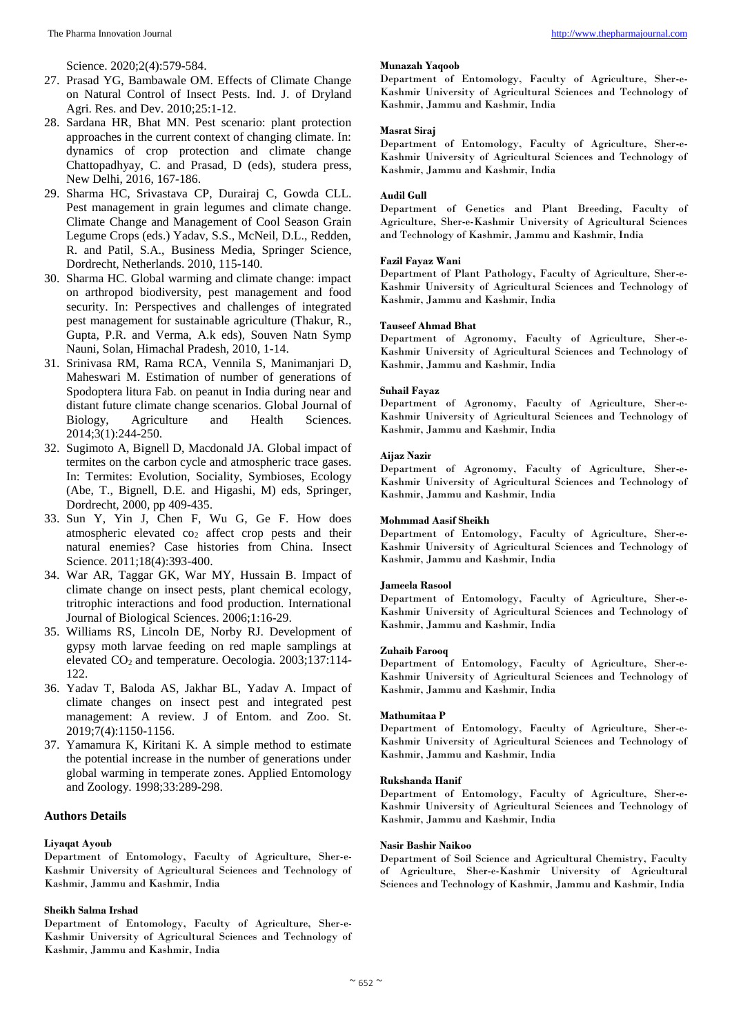Science. 2020;2(4):579-584.

27. Prasad YG, Bambawale OM. Effects of Climate Change on Natural Control of Insect Pests. Ind. J. of Dryland Agri. Res. and Dev. 2010;25:1-12.
28. Sardana HR, Bhat MN. Pest scenario: plant protection approaches in the current context of changing climate. In: dynamics of crop protection and climate change Chattopadhyay, C. and Prasad, D (eds), studera press, New Delhi, 2016, 167-186.
29. Sharma HC, Srivastava CP, Durairaj C, Gowda CLL. Pest management in grain legumes and climate change. Climate Change and Management of Cool Season Grain Legume Crops (eds.) Yadav, S.S., McNeil, D.L., Redden, R. and Patil, S.A., Business Media, Springer Science, Dordrecht, Netherlands. 2010, 115-140.
30. Sharma HC. Global warming and climate change: impact on arthropod biodiversity, pest management and food security. In: Perspectives and challenges of integrated pest management for sustainable agriculture (Thakur, R., Gupta, P.R. and Verma, A.k eds), Souven Natn Symp Nauni, Solan, Himachal Pradesh, 2010, 1-14.
31. Srinivasa RM, Rama RCA, Vennila S, Manimanjari D, Maheswari M. Estimation of number of generations of Spodoptera litura Fab. on peanut in India during near and distant future climate change scenarios. Global Journal of Biology, Agriculture and Health Sciences. 2014;3(1):244-250.
32. Sugimoto A, Bignell D, Macdonald JA. Global impact of termites on the carbon cycle and atmospheric trace gases. In: Termites: Evolution, Sociality, Symbioses, Ecology (Abe, T., Bignell, D.E. and Higashi, M) eds, Springer, Dordrecht, 2000, pp 409-435.
33. Sun Y, Yin J, Chen F, Wu G, Ge F. How does atmospheric elevated $co_2$ affect crop pests and their natural enemies? Case histories from China. Insect Science. 2011;18(4):393-400.
34. War AR, Taggar GK, War MY, Hussain B. Impact of climate change on insect pests, plant chemical ecology, tritrophic interactions and food production. International Journal of Biological Sciences. 2006;1:16-29.
35. Williams RS, Lincoln DE, Norby RJ. Development of gypsy moth larvae feeding on red maple samplings at elevated $CO_2$ and temperature. Oecologia. 2003;137:114-122.
36. Yadav T, Baloda AS, Jakhar BL, Yadav A. Impact of climate changes on insect pest and integrated pest management: A review. J of Entom. and Zoo. St. 2019;7(4):1150-1156.
37. Yamamura K, Kiritani K. A simple method to estimate the potential increase in the number of generations under global warming in temperate zones. Applied Entomology and Zoology. 1998;33:289-298.

## Authors Details

**Liyaqat Ayoub**
Department of Entomology, Faculty of Agriculture, Sher-e-Kashmir University of Agricultural Sciences and Technology of Kashmir, Jammu and Kashmir, India

**Sheikh Salma Irshad**
Department of Entomology, Faculty of Agriculture, Sher-e-Kashmir University of Agricultural Sciences and Technology of Kashmir, Jammu and Kashmir, India

**Munazah Yaqoob**
Department of Entomology, Faculty of Agriculture, Sher-e-Kashmir University of Agricultural Sciences and Technology of Kashmir, Jammu and Kashmir, India

**Masrat Siraj**
Department of Entomology, Faculty of Agriculture, Sher-e-Kashmir University of Agricultural Sciences and Technology of Kashmir, Jammu and Kashmir, India

**Audil Gull**
Department of Genetics and Plant Breeding, Faculty of Agriculture, Sher-e-Kashmir University of Agricultural Sciences and Technology of Kashmir, Jammu and Kashmir, India

**Fazil Fayaz Wani**
Department of Plant Pathology, Faculty of Agriculture, Sher-e-Kashmir University of Agricultural Sciences and Technology of Kashmir, Jammu and Kashmir, India

**Tauseef Ahmad Bhat**
Department of Agronomy, Faculty of Agriculture, Sher-e-Kashmir University of Agricultural Sciences and Technology of Kashmir, Jammu and Kashmir, India

**Suhail Fayaz**
Department of Agronomy, Faculty of Agriculture, Sher-e-Kashmir University of Agricultural Sciences and Technology of Kashmir, Jammu and Kashmir, India

**Aijaz Nazir**
Department of Agronomy, Faculty of Agriculture, Sher-e-Kashmir University of Agricultural Sciences and Technology of Kashmir, Jammu and Kashmir, India

**Mohmmad Aasif Sheikh**
Department of Entomology, Faculty of Agriculture, Sher-e-Kashmir University of Agricultural Sciences and Technology of Kashmir, Jammu and Kashmir, India

**Jameela Rasool**
Department of Entomology, Faculty of Agriculture, Sher-e-Kashmir University of Agricultural Sciences and Technology of Kashmir, Jammu and Kashmir, India

**Zuhaib Farooq**
Department of Entomology, Faculty of Agriculture, Sher-e-Kashmir University of Agricultural Sciences and Technology of Kashmir, Jammu and Kashmir, India

**Mathumitaa P**
Department of Entomology, Faculty of Agriculture, Sher-e-Kashmir University of Agricultural Sciences and Technology of Kashmir, Jammu and Kashmir, India

**Rukshanda Hanif**
Department of Entomology, Faculty of Agriculture, Sher-e-Kashmir University of Agricultural Sciences and Technology of Kashmir, Jammu and Kashmir, India

**Nasir Bashir Naikoo**
Department of Soil Science and Agricultural Chemistry, Faculty of Agriculture, Sher-e-Kashmir University of Agricultural Sciences and Technology of Kashmir, Jammu and Kashmir, India